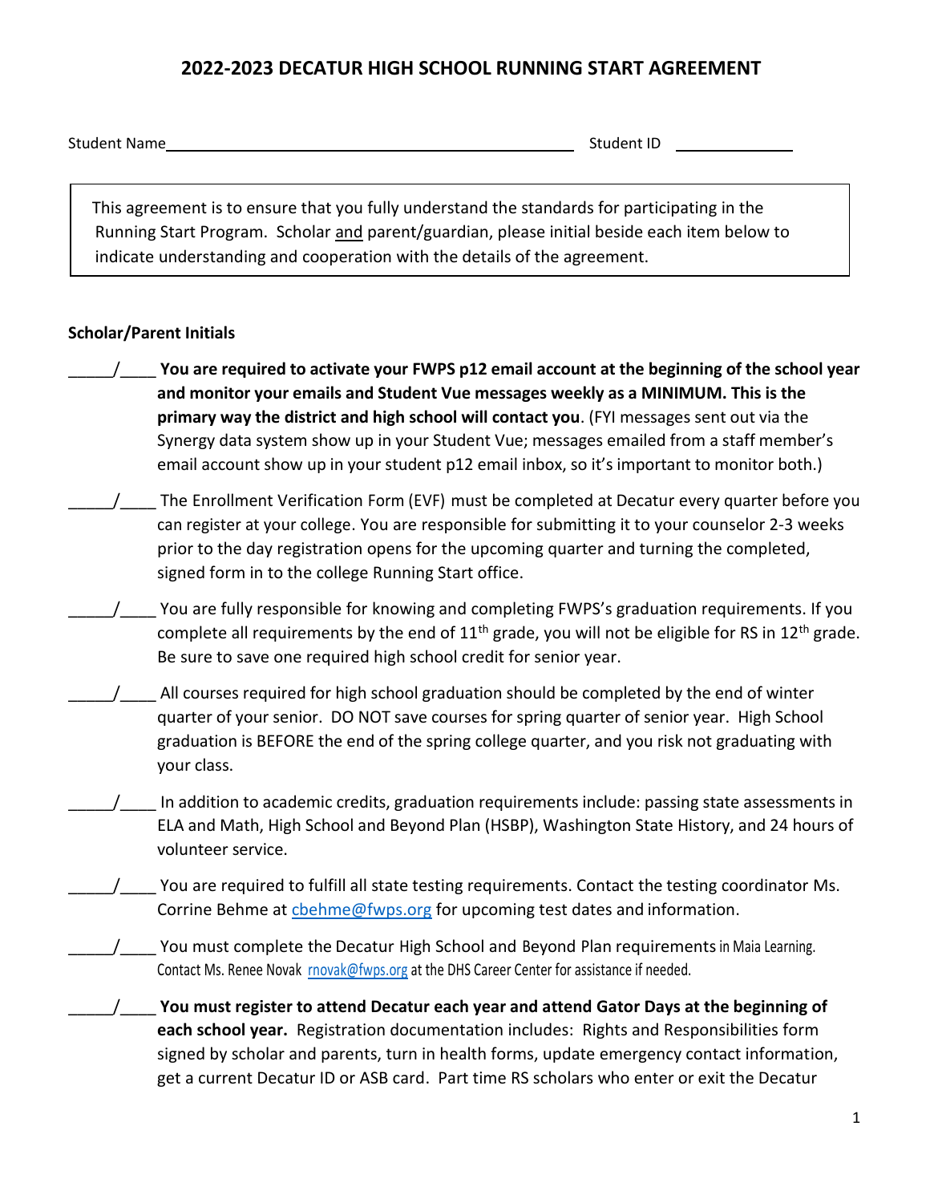# 2022-2023 DECATUR HIGH SCHOOL RUNNING START AGREEMENT

Student Name_______________________________________________ Student ID ______________

> This agreement is to ensure that you fully understand the standards for participating in the Running Start Program. Scholar and parent/guardian, please initial beside each item below to indicate understanding and cooperation with the details of the agreement.

**Scholar/Parent Initials**

_____/____ **You are required to activate your FWPS p12 email account at the beginning of the school year and monitor your emails and Student Vue messages weekly as a MINIMUM. This is the primary way the district and high school will contact you**. (FYI messages sent out via the Synergy data system show up in your Student Vue; messages emailed from a staff member's email account show up in your student p12 email inbox, so it's important to monitor both.)

_____/____ The Enrollment Verification Form (EVF) must be completed at Decatur every quarter before you can register at your college. You are responsible for submitting it to your counselor 2-3 weeks prior to the day registration opens for the upcoming quarter and turning the completed, signed form in to the college Running Start office.

_____/____ You are fully responsible for knowing and completing FWPS's graduation requirements. If you complete all requirements by the end of 11th grade, you will not be eligible for RS in 12th grade. Be sure to save one required high school credit for senior year.

_____/____ All courses required for high school graduation should be completed by the end of winter quarter of your senior. DO NOT save courses for spring quarter of senior year. High School graduation is BEFORE the end of the spring college quarter, and you risk not graduating with your class.

_____/____ In addition to academic credits, graduation requirements include: passing state assessments in ELA and Math, High School and Beyond Plan (HSBP), Washington State History, and 24 hours of volunteer service.

_____/____ You are required to fulfill all state testing requirements. Contact the testing coordinator Ms. Corrine Behme at cbehme@fwps.org for upcoming test dates and information.

_____/____ You must complete the Decatur High School and Beyond Plan requirements in Maia Learning. Contact Ms. Renee Novak rnovak@fwps.org at the DHS Career Center for assistance if needed.

_____/____ **You must register to attend Decatur each year and attend Gator Days at the beginning of each school year.** Registration documentation includes: Rights and Responsibilities form signed by scholar and parents, turn in health forms, update emergency contact information, get a current Decatur ID or ASB card. Part time RS scholars who enter or exit the Decatur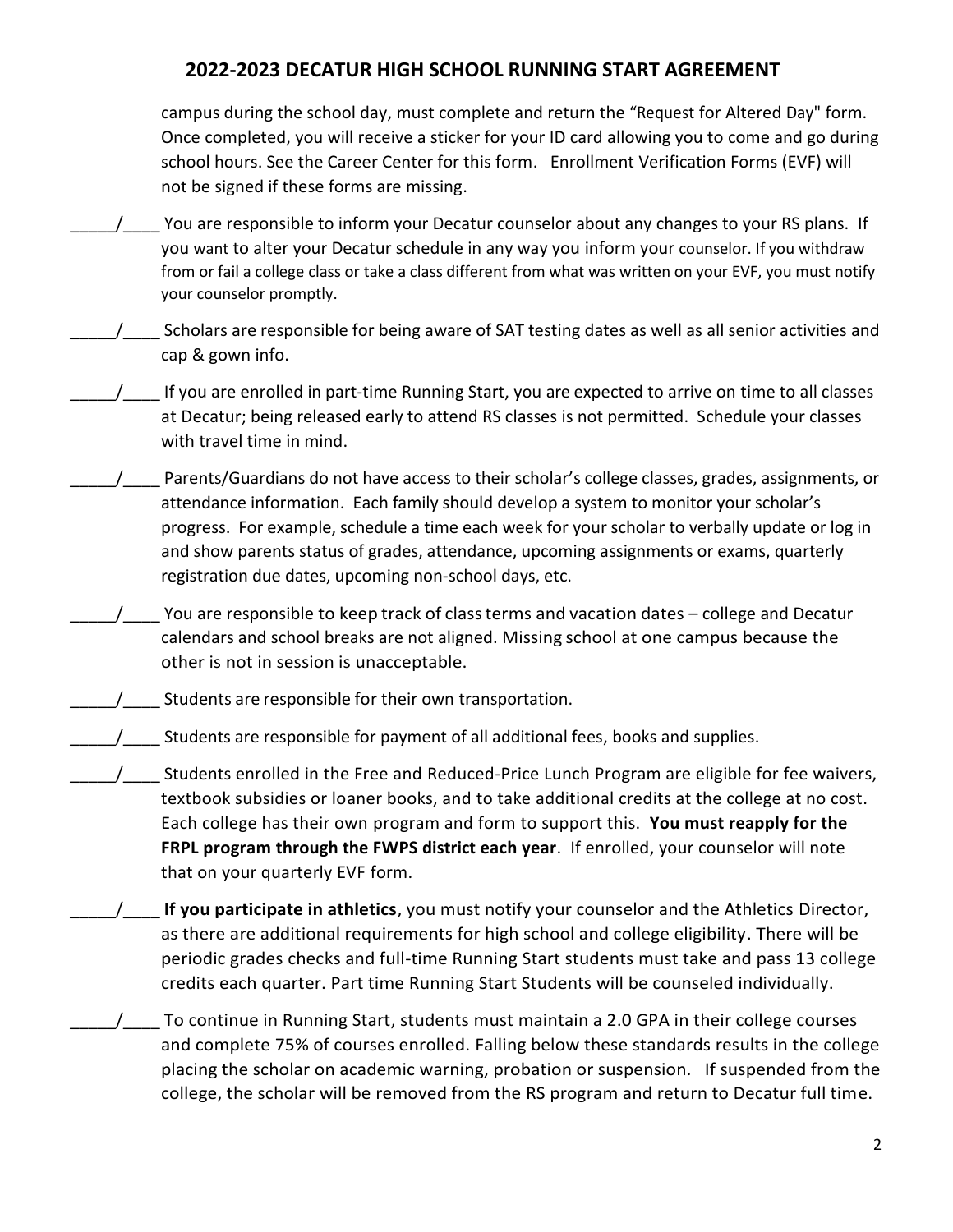## 2022-2023 DECATUR HIGH SCHOOL RUNNING START AGREEMENT

campus during the school day, must complete and return the "Request for Altered Day" form. Once completed, you will receive a sticker for your ID card allowing you to come and go during school hours. See the Career Center for this form. Enrollment Verification Forms (EVF) will not be signed if these forms are missing.

_____/____ You are responsible to inform your Decatur counselor about any changes to your RS plans. If you want to alter your Decatur schedule in any way you inform your counselor. If you withdraw from or fail a college class or take a class different from what was written on your EVF, you must notify your counselor promptly.

_____/____ Scholars are responsible for being aware of SAT testing dates as well as all senior activities and cap & gown info.

_____/____ If you are enrolled in part-time Running Start, you are expected to arrive on time to all classes at Decatur; being released early to attend RS classes is not permitted. Schedule your classes with travel time in mind.

_____/____ Parents/Guardians do not have access to their scholar's college classes, grades, assignments, or attendance information. Each family should develop a system to monitor your scholar's progress. For example, schedule a time each week for your scholar to verbally update or log in and show parents status of grades, attendance, upcoming assignments or exams, quarterly registration due dates, upcoming non-school days, etc.

_____/____ You are responsible to keep track of class terms and vacation dates – college and Decatur calendars and school breaks are not aligned. Missing school at one campus because the other is not in session is unacceptable.

_____/____ Students are responsible for their own transportation.

_____/____ Students are responsible for payment of all additional fees, books and supplies.

_____/____ Students enrolled in the Free and Reduced-Price Lunch Program are eligible for fee waivers, textbook subsidies or loaner books, and to take additional credits at the college at no cost. Each college has their own program and form to support this. **You must reapply for the FRPL program through the FWPS district each year**. If enrolled, your counselor will note that on your quarterly EVF form.

_____/____ **If you participate in athletics**, you must notify your counselor and the Athletics Director, as there are additional requirements for high school and college eligibility. There will be periodic grades checks and full-time Running Start students must take and pass 13 college credits each quarter. Part time Running Start Students will be counseled individually.

_____/____ To continue in Running Start, students must maintain a 2.0 GPA in their college courses and complete 75% of courses enrolled. Falling below these standards results in the college placing the scholar on academic warning, probation or suspension. If suspended from the college, the scholar will be removed from the RS program and return to Decatur full time.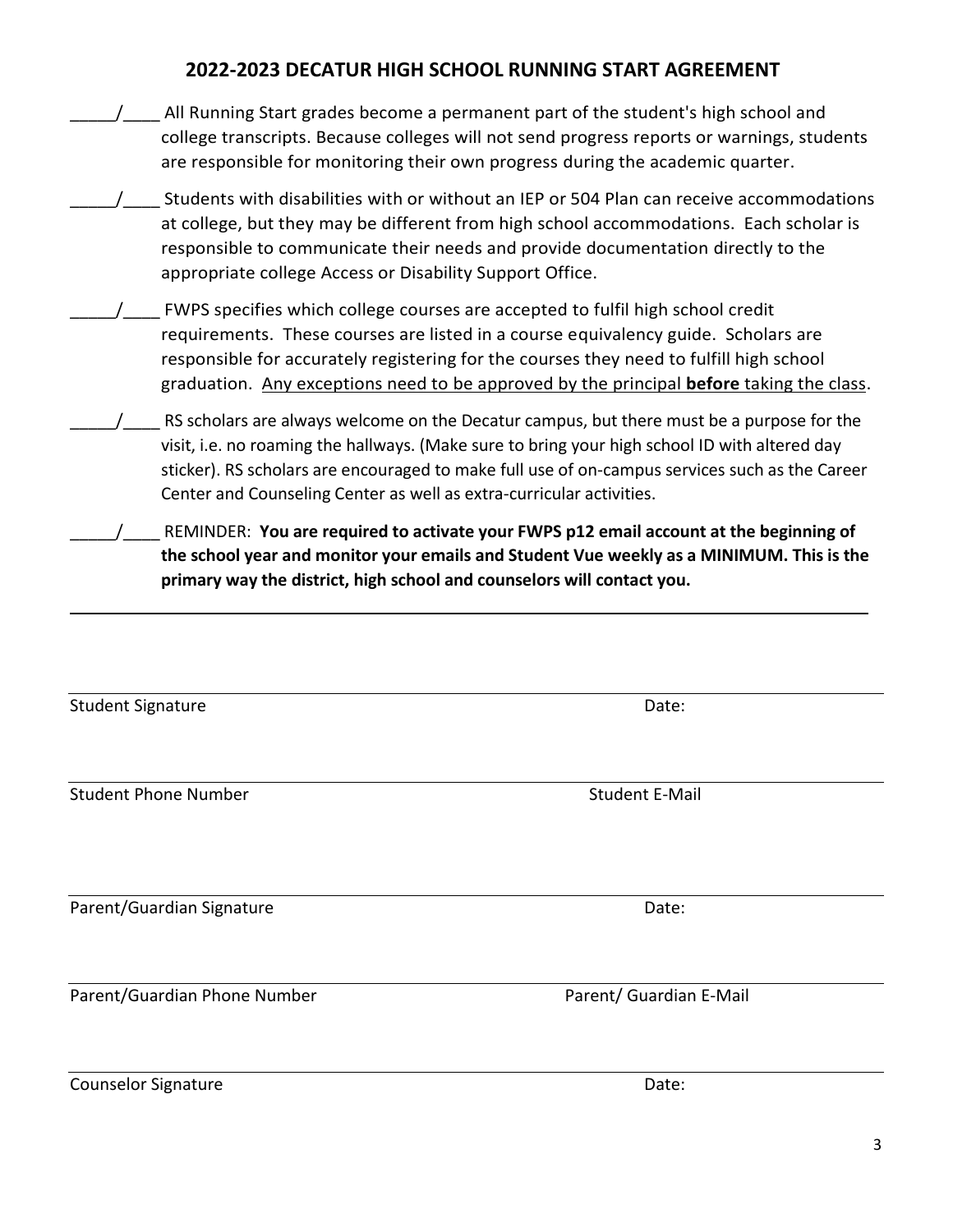## 2022-2023 DECATUR HIGH SCHOOL RUNNING START AGREEMENT

_____/____ All Running Start grades become a permanent part of the student's high school and college transcripts. Because colleges will not send progress reports or warnings, students are responsible for monitoring their own progress during the academic quarter.

_____/____ Students with disabilities with or without an IEP or 504 Plan can receive accommodations at college, but they may be different from high school accommodations. Each scholar is responsible to communicate their needs and provide documentation directly to the appropriate college Access or Disability Support Office.

_____/____ FWPS specifies which college courses are accepted to fulfil high school credit requirements. These courses are listed in a course equivalency guide. Scholars are responsible for accurately registering for the courses they need to fulfill high school graduation. Any exceptions need to be approved by the principal **before** taking the class.

_____/____ RS scholars are always welcome on the Decatur campus, but there must be a purpose for the visit, i.e. no roaming the hallways. (Make sure to bring your high school ID with altered day sticker). RS scholars are encouraged to make full use of on-campus services such as the Career Center and Counseling Center as well as extra-curricular activities.

_____/____ REMINDER: **You are required to activate your FWPS p12 email account at the beginning of the school year and monitor your emails and Student Vue weekly as a MINIMUM. This is the primary way the district, high school and counselors will contact you.**

---

Student Signature _______________________ Date: _______________

Student Phone Number _______________________ Student E-Mail _______________

Parent/Guardian Signature _______________________ Date: _______________

Parent/Guardian Phone Number _______________________ Parent/ Guardian E-Mail _______________

Counselor Signature _______________________ Date: _______________